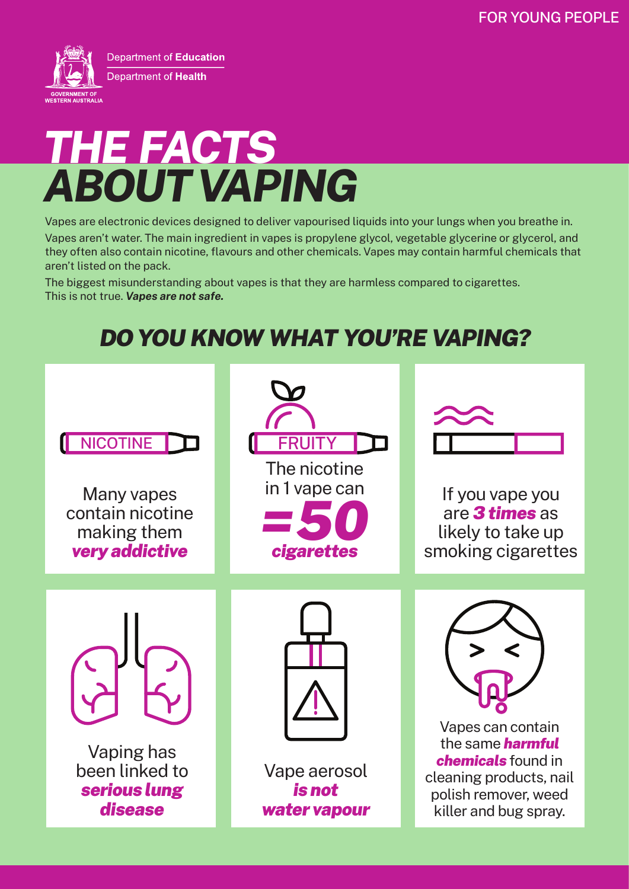FOR YOUNG PEOPLE

Department of **Education**

Department of **Health**

GOVERNMENT OF WESTERN AUSTRALIA

# *THE FACTS ABOUT VAPING*

Vapes are electronic devices designed to deliver vapourised liquids into your lungs when you breathe in.

Vapes aren't water. The main ingredient in vapes is propylene glycol, vegetable glycerine or glycerol, and they often also contain nicotine, flavours and other chemicals. Vapes may contain harmful chemicals that aren't listed on the pack.

The biggest misunderstanding about vapes is that they are harmless compared to cigarettes. This is not true. ***Vapes are not safe.***

## *DO YOU KNOW WHAT YOU'RE VAPING?*

NICOTINE

Many vapes contain nicotine making them ***very addictive***

FRUITY

The nicotine in 1 vape can ***=50 cigarettes***

If you vape you are ***3 times*** as likely to take up smoking cigarettes

Vaping has been linked to ***serious lung disease***

Vape aerosol ***is not water vapour***

Vapes can contain the same ***harmful chemicals*** found in cleaning products, nail polish remover, weed killer and bug spray.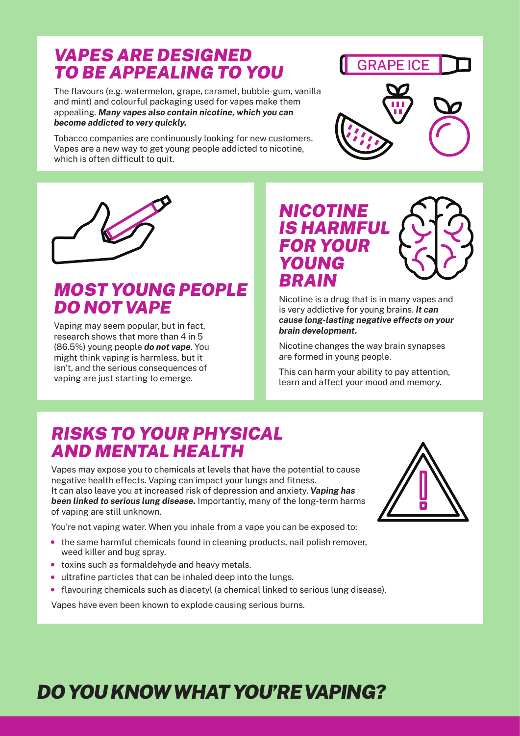## *VAPES ARE DESIGNED TO BE APPEALING TO YOU*

The flavours (e.g. watermelon, grape, caramel, bubble-gum, vanilla and mint) and colourful packaging used for vapes make them appealing. ***Many vapes also contain nicotine, which you can become addicted to very quickly.***

Tobacco companies are continuously looking for new customers. Vapes are a new way to get young people addicted to nicotine, which is often difficult to quit.

## *MOST YOUNG PEOPLE DO NOT VAPE*

Vaping may seem popular, but in fact, research shows that more than 4 in 5 (86.5%) young people ***do not vape***. You might think vaping is harmless, but it isn't, and the serious consequences of vaping are just starting to emerge.

## *NICOTINE IS HARMFUL FOR YOUR YOUNG BRAIN*

Nicotine is a drug that is in many vapes and is very addictive for young brains. ***It can cause long-lasting negative effects on your brain development.***

Nicotine changes the way brain synapses are formed in young people.

This can harm your ability to pay attention, learn and affect your mood and memory.

## *RISKS TO YOUR PHYSICAL AND MENTAL HEALTH*

Vapes may expose you to chemicals at levels that have the potential to cause negative health effects. Vaping can impact your lungs and fitness. It can also leave you at increased risk of depression and anxiety. ***Vaping has been linked to serious lung disease.*** Importantly, many of the long-term harms of vaping are still unknown.

You're not vaping water. When you inhale from a vape you can be exposed to:

- the same harmful chemicals found in cleaning products, nail polish remover, weed killer and bug spray.
- toxins such as formaldehyde and heavy metals.
- ultrafine particles that can be inhaled deep into the lungs.
- flavouring chemicals such as diacetyl (a chemical linked to serious lung disease).

Vapes have even been known to explode causing serious burns.

# *DO YOU KNOW WHAT YOU'RE VAPING?*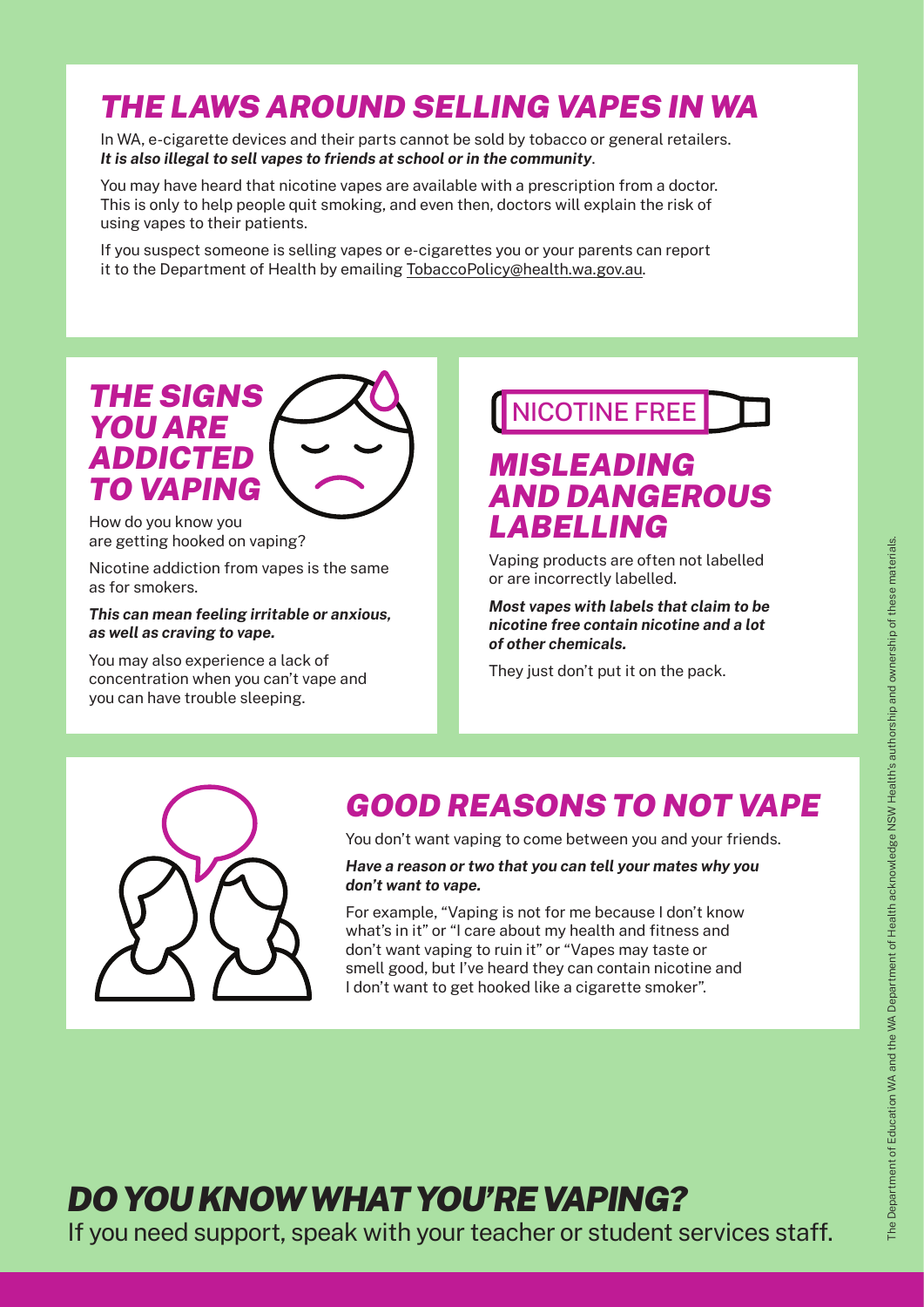## *THE LAWS AROUND SELLING VAPES IN WA*

In WA, e-cigarette devices and their parts cannot be sold by tobacco or general retailers. ***It is also illegal to sell vapes to friends at school or in the community***.

You may have heard that nicotine vapes are available with a prescription from a doctor. This is only to help people quit smoking, and even then, doctors will explain the risk of using vapes to their patients.

If you suspect someone is selling vapes or e-cigarettes you or your parents can report it to the Department of Health by emailing TobaccoPolicy@health.wa.gov.au.

## *THE SIGNS YOU ARE ADDICTED TO VAPING*

How do you know you are getting hooked on vaping?

Nicotine addiction from vapes is the same as for smokers.

***This can mean feeling irritable or anxious, as well as craving to vape.***

You may also experience a lack of concentration when you can't vape and you can have trouble sleeping.

NICOTINE FREE

## *MISLEADING AND DANGEROUS LABELLING*

Vaping products are often not labelled or are incorrectly labelled.

***Most vapes with labels that claim to be nicotine free contain nicotine and a lot of other chemicals.***

They just don't put it on the pack.

## *GOOD REASONS TO NOT VAPE*

You don't want vaping to come between you and your friends.

***Have a reason or two that you can tell your mates why you don't want to vape.***

For example, "Vaping is not for me because I don't know what's in it" or "I care about my health and fitness and don't want vaping to ruin it" or "Vapes may taste or smell good, but I've heard they can contain nicotine and I don't want to get hooked like a cigarette smoker".

## *DO YOU KNOW WHAT YOU'RE VAPING?*

If you need support, speak with your teacher or student services staff.

The Department of Education WA and the WA Department of Health acknowledge NSW Health's authorship and ownership of these materials.